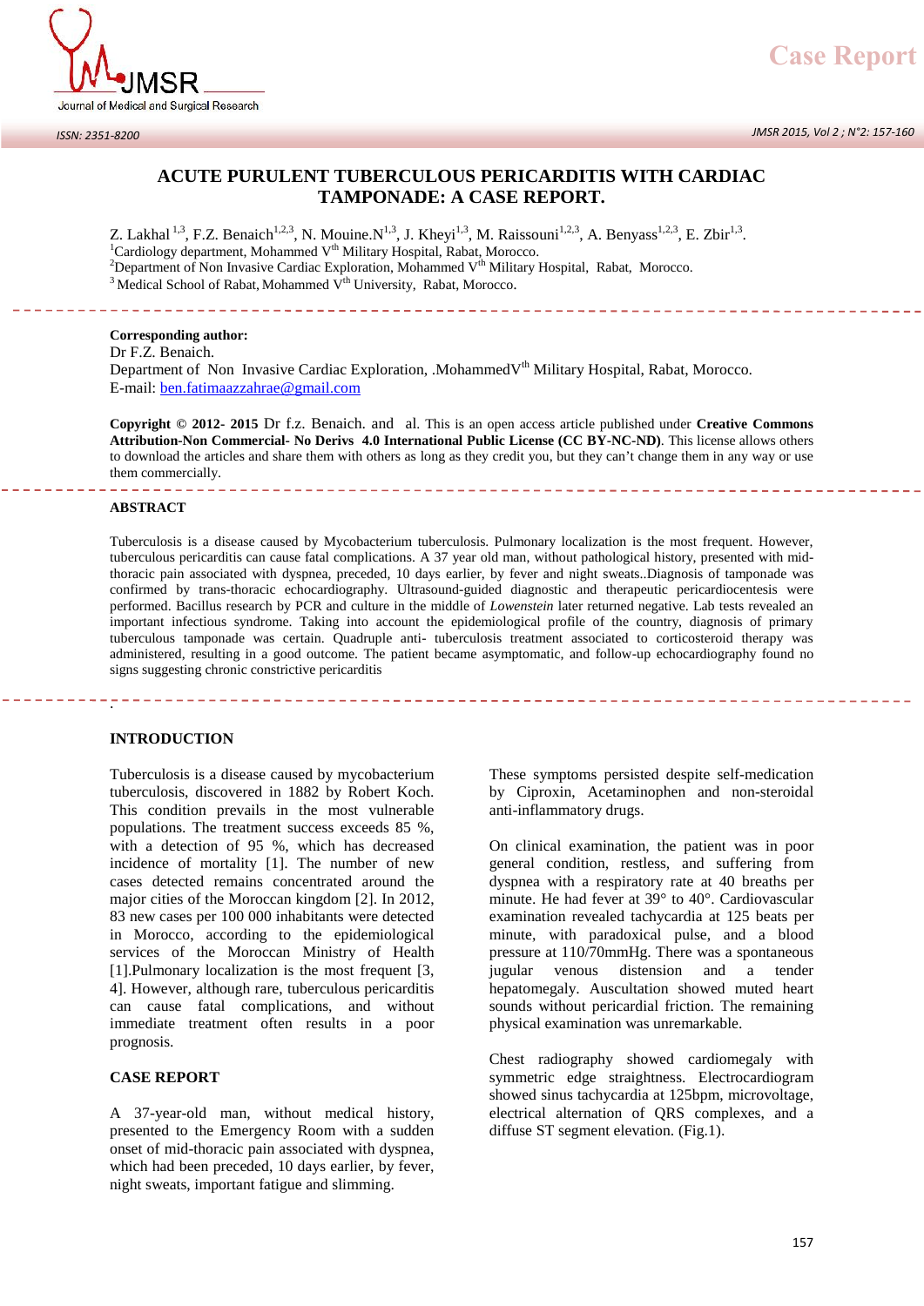# ACUTE PURULENT TUBERCULOUS PERICARDITIS WITH CARDIAC TAMPONADE: A CASE REPORT.

Z. Lakhal [1,3], F.Z. Benaich[1,2,3], N. Mouine.N[1,3], J. Kheyi[1,3], M. Raissouni[1,2,3], A. Benyass[1,2,3], E. Zbir[1,3].

[1]Cardiology department, Mohammed V[th] Military Hospital, Rabat, Morocco.
[2]Department of Non Invasive Cardiac Exploration, Mohammed V[th] Military Hospital, Rabat, Morocco.
[3] Medical School of Rabat, Mohammed V[th] University, Rabat, Morocco.

**Corresponding author:**
Dr F.Z. Benaich.
Department of Non Invasive Cardiac Exploration, .MohammedV[th] Military Hospital, Rabat, Morocco.
E-mail: ben.fatimaazzahrae@gmail.com

**Copyright © 2012- 2015** Dr f.z. Benaich. and al. This is an open access article published under **Creative Commons Attribution-Non Commercial- No Derivs 4.0 International Public License (CC BY-NC-ND)**. This license allows others to download the articles and share them with others as long as they credit you, but they can't change them in any way or use them commercially.

## ABSTRACT

Tuberculosis is a disease caused by Mycobacterium tuberculosis. Pulmonary localization is the most frequent. However, tuberculous pericarditis can cause fatal complications. A 37 year old man, without pathological history, presented with mid-thoracic pain associated with dyspnea, preceded, 10 days earlier, by fever and night sweats..Diagnosis of tamponade was confirmed by trans-thoracic echocardiography. Ultrasound-guided diagnostic and therapeutic pericardiocentesis were performed. Bacillus research by PCR and culture in the middle of *Lowenstein* later returned negative. Lab tests revealed an important infectious syndrome. Taking into account the epidemiological profile of the country, diagnosis of primary tuberculous tamponade was certain. Quadruple anti- tuberculosis treatment associated to corticosteroid therapy was administered, resulting in a good outcome. The patient became asymptomatic, and follow-up echocardiography found no signs suggesting chronic constrictive pericarditis

## INTRODUCTION

Tuberculosis is a disease caused by mycobacterium tuberculosis, discovered in 1882 by Robert Koch. This condition prevails in the most vulnerable populations. The treatment success exceeds 85 %, with a detection of 95 %, which has decreased incidence of mortality [1]. The number of new cases detected remains concentrated around the major cities of the Moroccan kingdom [2]. In 2012, 83 new cases per 100 000 inhabitants were detected in Morocco, according to the epidemiological services of the Moroccan Ministry of Health [1].Pulmonary localization is the most frequent [3, 4]. However, although rare, tuberculous pericarditis can cause fatal complications, and without immediate treatment often results in a poor prognosis.

## CASE REPORT

A 37-year-old man, without medical history, presented to the Emergency Room with a sudden onset of mid-thoracic pain associated with dyspnea, which had been preceded, 10 days earlier, by fever, night sweats, important fatigue and slimming.

These symptoms persisted despite self-medication by Ciproxin, Acetaminophen and non-steroidal anti-inflammatory drugs.

On clinical examination, the patient was in poor general condition, restless, and suffering from dyspnea with a respiratory rate at 40 breaths per minute. He had fever at 39° to 40°. Cardiovascular examination revealed tachycardia at 125 beats per minute, with paradoxical pulse, and a blood pressure at 110/70mmHg. There was a spontaneous jugular venous distension and a tender hepatomegaly. Auscultation showed muted heart sounds without pericardial friction. The remaining physical examination was unremarkable.

Chest radiography showed cardiomegaly with symmetric edge straightness. Electrocardiogram showed sinus tachycardia at 125bpm, microvoltage, electrical alternation of QRS complexes, and a diffuse ST segment elevation. (Fig.1).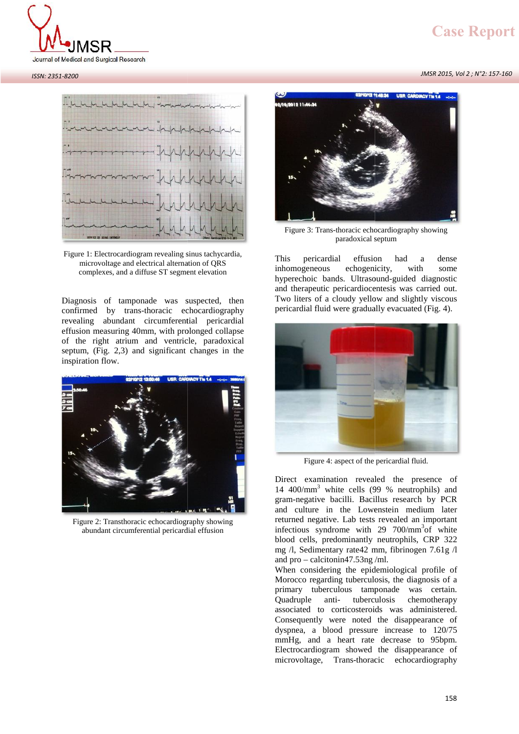Figure 1: Electrocardiogram revealing sinus tachycardia, microvoltage and electrical alternation of QRS complexes, and a diffuse ST segment elevation

Diagnosis of tamponade was suspected, then confirmed by trans-thoracic echocardiography revealing abundant circumferential pericardial effusion measuring 40mm, with prolonged collapse of the right atrium and ventricle, paradoxical septum, (Fig. 2,3) and significant changes in the inspiration flow.

Figure 2: Transthoracic echocardiography showing abundant circumferential pericardial effusion

Figure 3: Trans-thoracic echocardiography showing paradoxical septum

This pericardial effusion had a dense inhomogeneous echogenicity, with some hyperechoic bands. Ultrasound-guided diagnostic and therapeutic pericardiocentesis was carried out. Two liters of a cloudy yellow and slightly viscous pericardial fluid were gradually evacuated (Fig. 4).

Figure 4: aspect of the pericardial fluid.

Direct examination revealed the presence of 14 400/mm$^3$ white cells (99 % neutrophils) and gram-negative bacilli. Bacillus research by PCR and culture in the Lowenstein medium later returned negative. Lab tests revealed an important infectious syndrome with 29 700/mm$^3$of white blood cells, predominantly neutrophils, CRP 322 mg /l, Sedimentary rate42 mm, fibrinogen 7.61g /l and pro – calcitonin47.53ng /ml.

When considering the epidemiological profile of Morocco regarding tuberculosis, the diagnosis of a primary tuberculous tamponade was certain. Quadruple anti- tuberculosis chemotherapy associated to corticosteroids was administered. Consequently were noted the disappearance of dyspnea, a blood pressure increase to 120/75 mmHg, and a heart rate decrease to 95bpm. Electrocardiogram showed the disappearance of microvoltage, Trans-thoracic echocardiography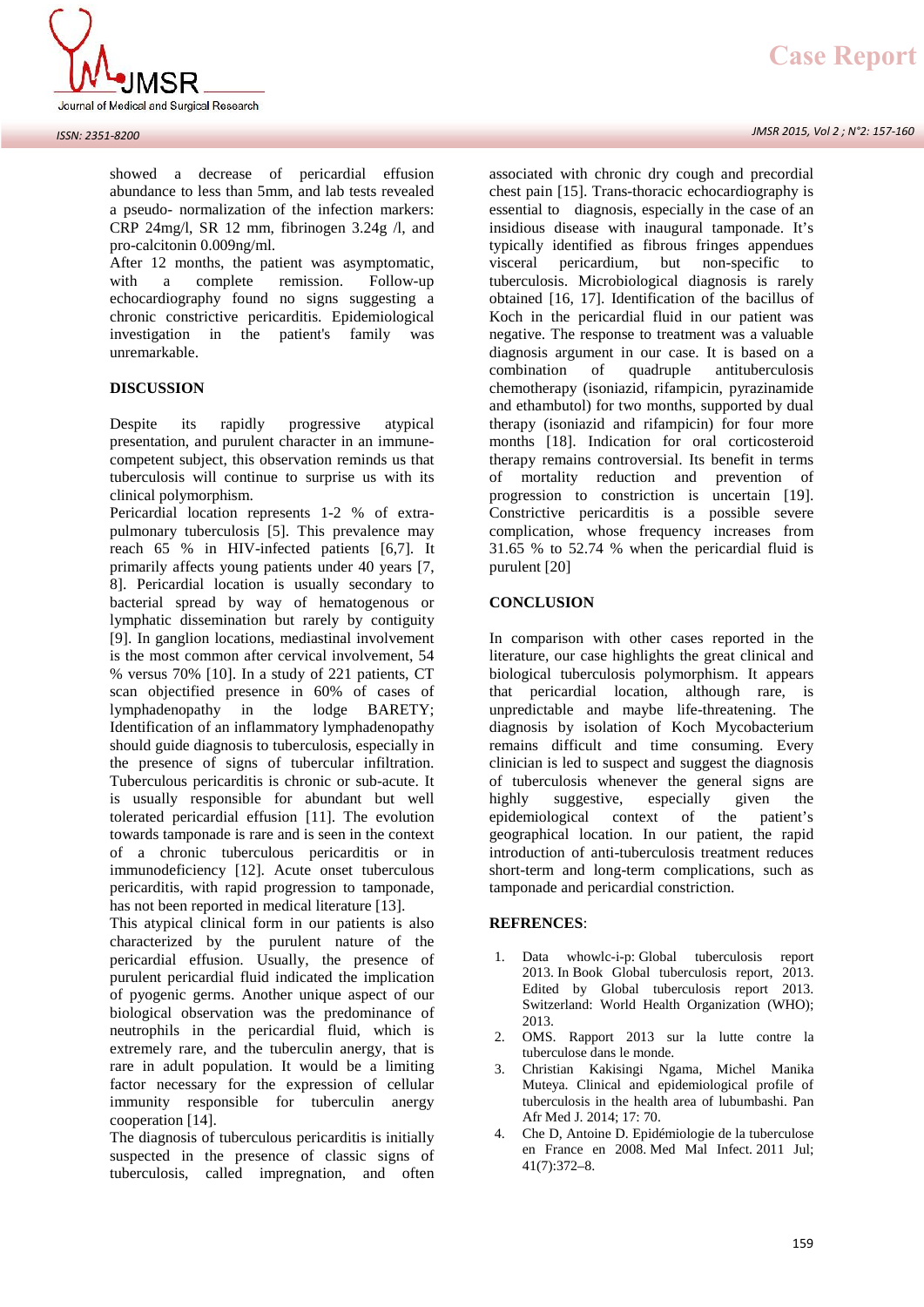showed a decrease of pericardial effusion abundance to less than 5mm, and lab tests revealed a pseudo- normalization of the infection markers: CRP 24mg/l, SR 12 mm, fibrinogen 3.24g /l, and pro-calcitonin 0.009ng/ml.

After 12 months, the patient was asymptomatic, with a complete remission. Follow-up echocardiography found no signs suggesting a chronic constrictive pericarditis. Epidemiological investigation in the patient's family was unremarkable.

## DISCUSSION

Despite its rapidly progressive atypical presentation, and purulent character in an immune-competent subject, this observation reminds us that tuberculosis will continue to surprise us with its clinical polymorphism.

Pericardial location represents 1-2 % of extra-pulmonary tuberculosis [5]. This prevalence may reach 65 % in HIV-infected patients [6,7]. It primarily affects young patients under 40 years [7, 8]. Pericardial location is usually secondary to bacterial spread by way of hematogenous or lymphatic dissemination but rarely by contiguity [9]. In ganglion locations, mediastinal involvement is the most common after cervical involvement, 54 % versus 70% [10]. In a study of 221 patients, CT scan objectified presence in 60% of cases of lymphadenopathy in the lodge BARETY; Identification of an inflammatory lymphadenopathy should guide diagnosis to tuberculosis, especially in the presence of signs of tubercular infiltration. Tuberculous pericarditis is chronic or sub-acute. It is usually responsible for abundant but well tolerated pericardial effusion [11]. The evolution towards tamponade is rare and is seen in the context of a chronic tuberculous pericarditis or in immunodeficiency [12]. Acute onset tuberculous pericarditis, with rapid progression to tamponade, has not been reported in medical literature [13].

This atypical clinical form in our patients is also characterized by the purulent nature of the pericardial effusion. Usually, the presence of purulent pericardial fluid indicated the implication of pyogenic germs. Another unique aspect of our biological observation was the predominance of neutrophils in the pericardial fluid, which is extremely rare, and the tuberculin anergy, that is rare in adult population. It would be a limiting factor necessary for the expression of cellular immunity responsible for tuberculin anergy cooperation [14].

The diagnosis of tuberculous pericarditis is initially suspected in the presence of classic signs of tuberculosis, called impregnation, and often associated with chronic dry cough and precordial chest pain [15]. Trans-thoracic echocardiography is essential to diagnosis, especially in the case of an insidious disease with inaugural tamponade. It's typically identified as fibrous fringes appendues visceral pericardium, but non-specific to tuberculosis. Microbiological diagnosis is rarely obtained [16, 17]. Identification of the bacillus of Koch in the pericardial fluid in our patient was negative. The response to treatment was a valuable diagnosis argument in our case. It is based on a combination of quadruple antituberculosis chemotherapy (isoniazid, rifampicin, pyrazinamide and ethambutol) for two months, supported by dual therapy (isoniazid and rifampicin) for four more months [18]. Indication for oral corticosteroid therapy remains controversial. Its benefit in terms of mortality reduction and prevention of progression to constriction is uncertain [19]. Constrictive pericarditis is a possible severe complication, whose frequency increases from 31.65 % to 52.74 % when the pericardial fluid is purulent [20]

## CONCLUSION

In comparison with other cases reported in the literature, our case highlights the great clinical and biological tuberculosis polymorphism. It appears that pericardial location, although rare, is unpredictable and maybe life-threatening. The diagnosis by isolation of Koch Mycobacterium remains difficult and time consuming. Every clinician is led to suspect and suggest the diagnosis of tuberculosis whenever the general signs are highly suggestive, especially given the epidemiological context of the patient's geographical location. In our patient, the rapid introduction of anti-tuberculosis treatment reduces short-term and long-term complications, such as tamponade and pericardial constriction.

## REFRENCES:

1. Data whowlc-i-p: Global tuberculosis report 2013. In Book Global tuberculosis report, 2013. Edited by Global tuberculosis report 2013. Switzerland: World Health Organization (WHO); 2013.
2. OMS. Rapport 2013 sur la lutte contre la tuberculose dans le monde.
3. Christian Kakisingi Ngama, Michel Manika Muteya. Clinical and epidemiological profile of tuberculosis in the health area of lubumbashi. Pan Afr Med J. 2014; 17: 70.
4. Che D, Antoine D. Epidémiologie de la tuberculose en France en 2008. Med Mal Infect. 2011 Jul; 41(7):372–8.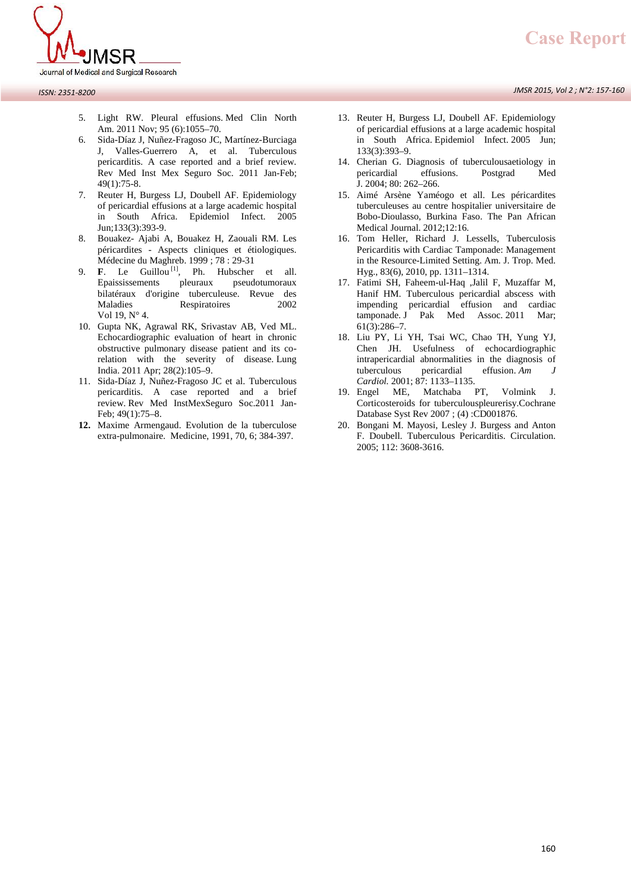5. Light RW. Pleural effusions. Med Clin North Am. 2011 Nov; 95 (6):1055–70.
6. Sida-Díaz J, Nuñez-Fragoso JC, Martínez-Burciaga J, Valles-Guerrero A, et al. Tuberculous pericarditis. A case reported and a brief review. Rev Med Inst Mex Seguro Soc. 2011 Jan-Feb; 49(1):75-8.
7. Reuter H, Burgess LJ, Doubell AF. Epidemiology of pericardial effusions at a large academic hospital in South Africa. Epidemiol Infect. 2005 Jun;133(3):393-9.
8. Bouakez- Ajabi A, Bouakez H, Zaouali RM. Les péricardites - Aspects cliniques et étiologiques. Médecine du Maghreb. 1999 ; 78 : 29-31
9. **F**. Le Guillou [1], Ph. Hubscher et all. Epaississements pleuraux pseudotumoraux bilatéraux d'origine tuberculeuse. Revue des Maladies Respiratoires 2002 Vol 19, N° 4.
10. Gupta NK, Agrawal RK, Srivastav AB, Ved ML. Echocardiographic evaluation of heart in chronic obstructive pulmonary disease patient and its co-relation with the severity of disease. Lung India. 2011 Apr; 28(2):105–9.
11. Sida-Díaz J, Nuñez-Fragoso JC et al. Tuberculous pericarditis. A case reported and a brief review. Rev Med InstMexSeguro Soc.2011 Jan-Feb; 49(1):75–8.
12. Maxime Armengaud. Evolution de la tuberculose extra-pulmonaire. Medicine, 1991, 70, 6; 384-397.
13. Reuter H, Burgess LJ, Doubell AF. Epidemiology of pericardial effusions at a large academic hospital in South Africa. Epidemiol Infect. 2005 Jun; 133(3):393–9.
14. Cherian G. Diagnosis of tuberculousaetiology in pericardial effusions. Postgrad Med J. 2004; 80: 262–266.
15. Aimé Arsène Yaméogo et all. Les péricardites tuberculeuses au centre hospitalier universitaire de Bobo-Dioulasso, Burkina Faso. The Pan African Medical Journal. 2012;12:16.
16. Tom Heller, Richard J. Lessells, Tuberculosis Pericarditis with Cardiac Tamponade: Management in the Resource-Limited Setting. Am. J. Trop. Med. Hyg., 83(6), 2010, pp. 1311–1314.
17. Fatimi SH, Faheem-ul-Haq ,Jalil F, Muzaffar M, Hanif HM. Tuberculous pericardial abscess with impending pericardial effusion and cardiac tamponade. J Pak Med Assoc. 2011 Mar; 61(3):286–7.
18. Liu PY, Li YH, Tsai WC, Chao TH, Yung YJ, Chen JH. Usefulness of echocardiographic intrapericardial abnormalities in the diagnosis of tuberculous pericardial effusion. *Am J Cardiol.* 2001; 87: 1133–1135.
19. Engel ME, Matchaba PT, Volmink J. Corticosteroids for tuberculouspleurerisy.Cochrane Database Syst Rev 2007 ; (4) :CD001876.
20. Bongani M. Mayosi, Lesley J. Burgess and Anton F. Doubell. Tuberculous Pericarditis. Circulation. 2005; 112: 3608-3616.